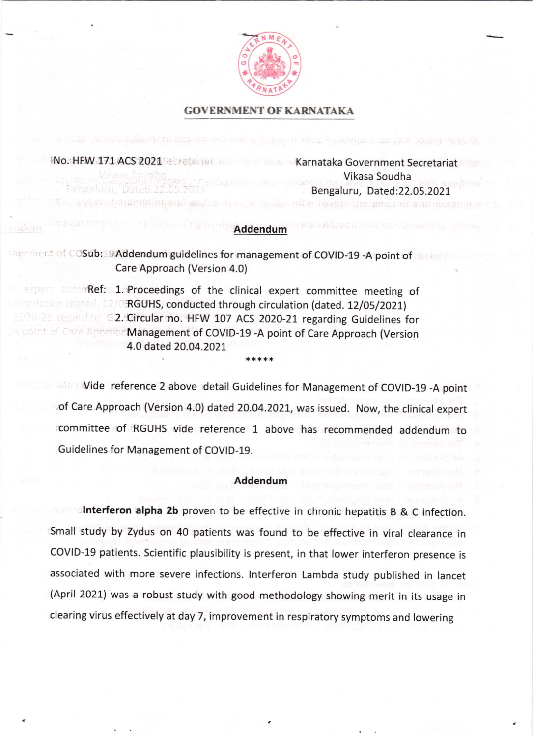**GOVERNMENT OF KARNATAKA**

No. HFW 171 ACS 2021

Karnataka Government Secretariat
Vikasa Soudha
Bengaluru, Dated:22.05.2021

## Addendum

Sub: Addendum guidelines for management of COVID-19 -A point of Care Approach (Version 4.0)

Ref: 1. Proceedings of the clinical expert committee meeting of RGUHS, conducted through circulation (dated. 12/05/2021)
2. Circular no. HFW 107 ACS 2020-21 regarding Guidelines for Management of COVID-19 -A point of Care Approach (Version 4.0 dated 20.04.2021

\*\*\*\*\*

Vide reference 2 above detail Guidelines for Management of COVID-19 -A point of Care Approach (Version 4.0) dated 20.04.2021, was issued. Now, the clinical expert committee of RGUHS vide reference 1 above has recommended addendum to Guidelines for Management of COVID-19.

### Addendum

**Interferon alpha 2b** proven to be effective in chronic hepatitis B & C infection. Small study by Zydus on 40 patients was found to be effective in viral clearance in COVID-19 patients. Scientific plausibility is present, in that lower interferon presence is associated with more severe infections. Interferon Lambda study published in lancet (April 2021) was a robust study with good methodology showing merit in its usage in clearing virus effectively at day 7, improvement in respiratory symptoms and lowering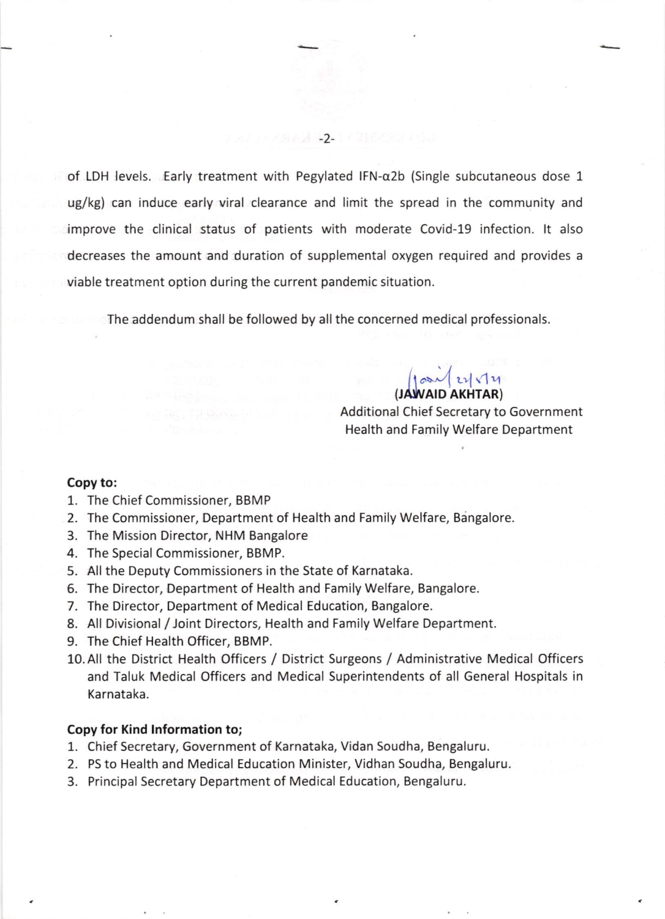of LDH levels. Early treatment with Pegylated IFN-$\alpha$2b (Single subcutaneous dose 1 ug/kg) can induce early viral clearance and limit the spread in the community and improve the clinical status of patients with moderate Covid-19 infection. It also decreases the amount and duration of supplemental oxygen required and provides a viable treatment option during the current pandemic situation.

The addendum shall be followed by all the concerned medical professionals.

(JAWAID AKHTAR)
Additional Chief Secretary to Government
Health and Family Welfare Department

**Copy to:**

1. The Chief Commissioner, BBMP
2. The Commissioner, Department of Health and Family Welfare, Bangalore.
3. The Mission Director, NHM Bangalore
4. The Special Commissioner, BBMP.
5. All the Deputy Commissioners in the State of Karnataka.
6. The Director, Department of Health and Family Welfare, Bangalore.
7. The Director, Department of Medical Education, Bangalore.
8. All Divisional / Joint Directors, Health and Family Welfare Department.
9. The Chief Health Officer, BBMP.
10. All the District Health Officers / District Surgeons / Administrative Medical Officers and Taluk Medical Officers and Medical Superintendents of all General Hospitals in Karnataka.

**Copy for Kind Information to;**

1. Chief Secretary, Government of Karnataka, Vidan Soudha, Bengaluru.
2. PS to Health and Medical Education Minister, Vidhan Soudha, Bengaluru.
3. Principal Secretary Department of Medical Education, Bengaluru.